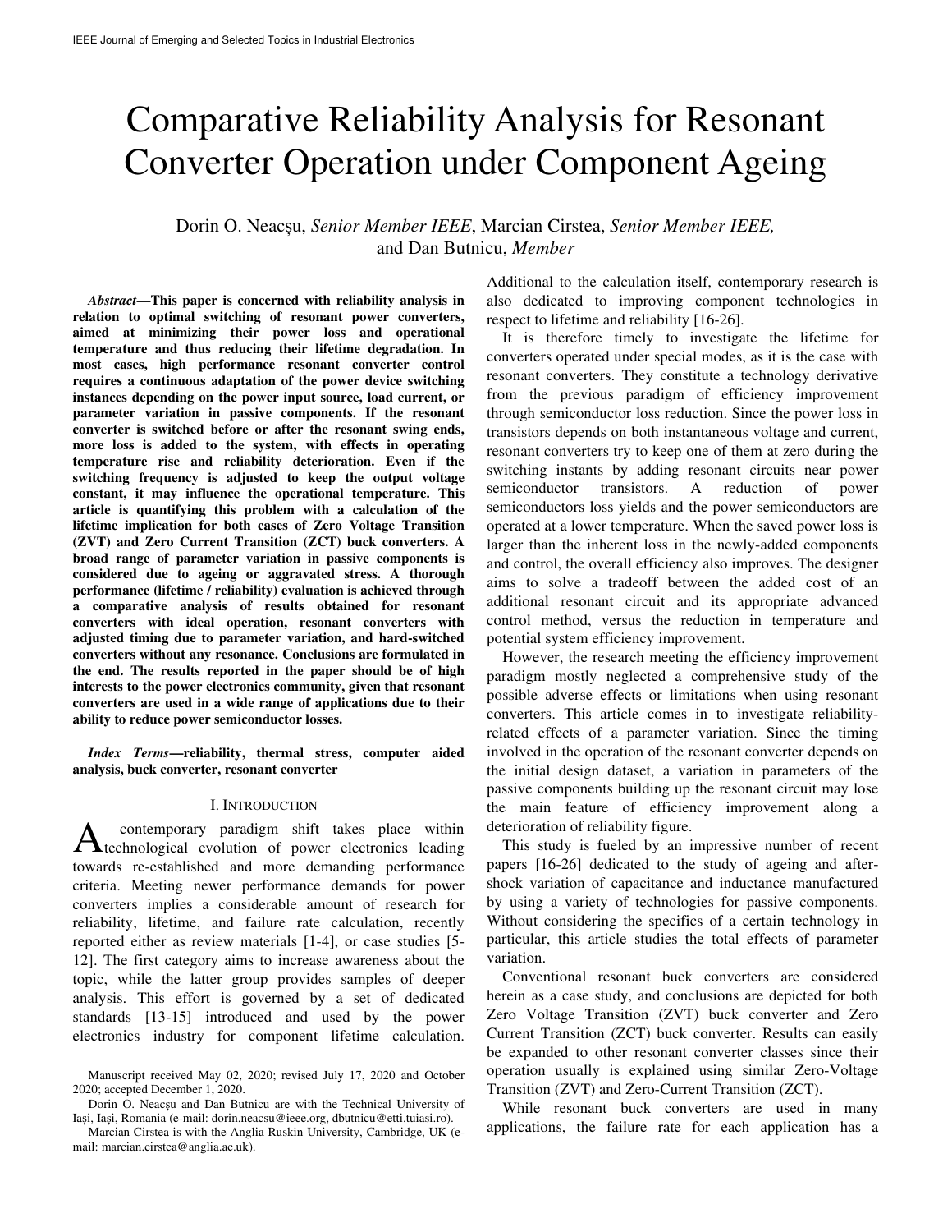# Comparative Reliability Analysis for Resonant Converter Operation under Component Ageing

Dorin O. Neacșu, *Senior Member IEEE*, Marcian Cirstea, *Senior Member IEEE,* and Dan Butnicu, *Member*

***Abstract*—This paper is concerned with reliability analysis in relation to optimal switching of resonant power converters, aimed at minimizing their power loss and operational temperature and thus reducing their lifetime degradation. In most cases, high performance resonant converter control requires a continuous adaptation of the power device switching instances depending on the power input source, load current, or parameter variation in passive components. If the resonant converter is switched before or after the resonant swing ends, more loss is added to the system, with effects in operating temperature rise and reliability deterioration. Even if the switching frequency is adjusted to keep the output voltage constant, it may influence the operational temperature. This article is quantifying this problem with a calculation of the lifetime implication for both cases of Zero Voltage Transition (ZVT) and Zero Current Transition (ZCT) buck converters. A broad range of parameter variation in passive components is considered due to ageing or aggravated stress. A thorough performance (lifetime / reliability) evaluation is achieved through a comparative analysis of results obtained for resonant converters with ideal operation, resonant converters with adjusted timing due to parameter variation, and hard-switched converters without any resonance. Conclusions are formulated in the end. The results reported in the paper should be of high interests to the power electronics community, given that resonant converters are used in a wide range of applications due to their ability to reduce power semiconductor losses.**

***Index Terms*—reliability, thermal stress, computer aided analysis, buck converter, resonant converter**

## I. Introduction

A contemporary paradigm shift takes place within technological evolution of power electronics leading towards re-established and more demanding performance criteria. Meeting newer performance demands for power converters implies a considerable amount of research for reliability, lifetime, and failure rate calculation, recently reported either as review materials [1-4], or case studies [5-12]. The first category aims to increase awareness about the topic, while the latter group provides samples of deeper analysis. This effort is governed by a set of dedicated standards [13-15] introduced and used by the power electronics industry for component lifetime calculation. Additional to the calculation itself, contemporary research is also dedicated to improving component technologies in respect to lifetime and reliability [16-26].

It is therefore timely to investigate the lifetime for converters operated under special modes, as it is the case with resonant converters. They constitute a technology derivative from the previous paradigm of efficiency improvement through semiconductor loss reduction. Since the power loss in transistors depends on both instantaneous voltage and current, resonant converters try to keep one of them at zero during the switching instants by adding resonant circuits near power semiconductor transistors. A reduction of power semiconductors loss yields and the power semiconductors are operated at a lower temperature. When the saved power loss is larger than the inherent loss in the newly-added components and control, the overall efficiency also improves. The designer aims to solve a tradeoff between the added cost of an additional resonant circuit and its appropriate advanced control method, versus the reduction in temperature and potential system efficiency improvement.

However, the research meeting the efficiency improvement paradigm mostly neglected a comprehensive study of the possible adverse effects or limitations when using resonant converters. This article comes in to investigate reliability-related effects of a parameter variation. Since the timing involved in the operation of the resonant converter depends on the initial design dataset, a variation in parameters of the passive components building up the resonant circuit may lose the main feature of efficiency improvement along a deterioration of reliability figure.

This study is fueled by an impressive number of recent papers [16-26] dedicated to the study of ageing and after-shock variation of capacitance and inductance manufactured by using a variety of technologies for passive components. Without considering the specifics of a certain technology in particular, this article studies the total effects of parameter variation.

Conventional resonant buck converters are considered herein as a case study, and conclusions are depicted for both Zero Voltage Transition (ZVT) buck converter and Zero Current Transition (ZCT) buck converter. Results can easily be expanded to other resonant converter classes since their operation usually is explained using similar Zero-Voltage Transition (ZVT) and Zero-Current Transition (ZCT).

While resonant buck converters are used in many applications, the failure rate for each application has a

Manuscript received May 02, 2020; revised July 17, 2020 and October 2020; accepted December 1, 2020.

Dorin O. Neacșu and Dan Butnicu are with the Technical University of Iași, Iași, Romania (e-mail: dorin.neacsu@ieee.org, dbutnicu@etti.tuiasi.ro).

Marcian Cirstea is with the Anglia Ruskin University, Cambridge, UK (e-mail: marcian.cirstea@anglia.ac.uk).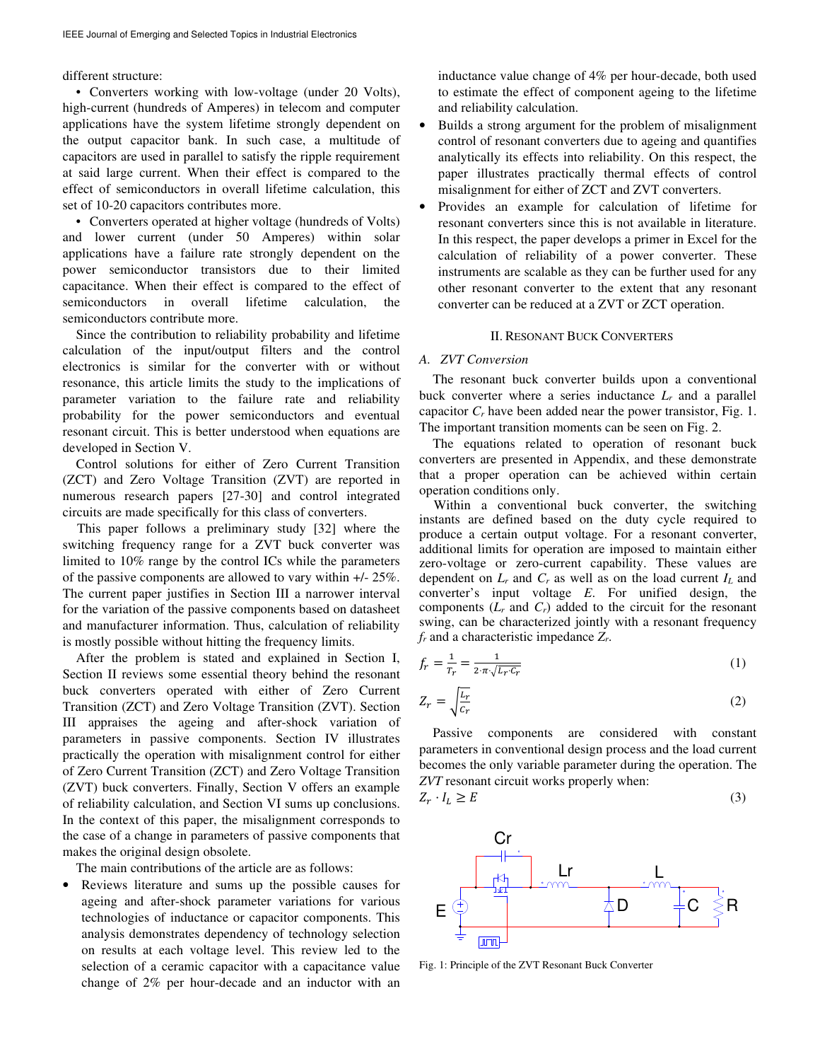different structure:

• Converters working with low-voltage (under 20 Volts), high-current (hundreds of Amperes) in telecom and computer applications have the system lifetime strongly dependent on the output capacitor bank. In such case, a multitude of capacitors are used in parallel to satisfy the ripple requirement at said large current. When their effect is compared to the effect of semiconductors in overall lifetime calculation, this set of 10-20 capacitors contributes more.

• Converters operated at higher voltage (hundreds of Volts) and lower current (under 50 Amperes) within solar applications have a failure rate strongly dependent on the power semiconductor transistors due to their limited capacitance. When their effect is compared to the effect of semiconductors in overall lifetime calculation, the semiconductors contribute more.

Since the contribution to reliability probability and lifetime calculation of the input/output filters and the control electronics is similar for the converter with or without resonance, this article limits the study to the implications of parameter variation to the failure rate and reliability probability for the power semiconductors and eventual resonant circuit. This is better understood when equations are developed in Section V.

Control solutions for either of Zero Current Transition (ZCT) and Zero Voltage Transition (ZVT) are reported in numerous research papers [27-30] and control integrated circuits are made specifically for this class of converters.

This paper follows a preliminary study [32] where the switching frequency range for a ZVT buck converter was limited to 10% range by the control ICs while the parameters of the passive components are allowed to vary within +/- 25%. The current paper justifies in Section III a narrower interval for the variation of the passive components based on datasheet and manufacturer information. Thus, calculation of reliability is mostly possible without hitting the frequency limits.

After the problem is stated and explained in Section I, Section II reviews some essential theory behind the resonant buck converters operated with either of Zero Current Transition (ZCT) and Zero Voltage Transition (ZVT). Section III appraises the ageing and after-shock variation of parameters in passive components. Section IV illustrates practically the operation with misalignment control for either of Zero Current Transition (ZCT) and Zero Voltage Transition (ZVT) buck converters. Finally, Section V offers an example of reliability calculation, and Section VI sums up conclusions. In the context of this paper, the misalignment corresponds to the case of a change in parameters of passive components that makes the original design obsolete.

The main contributions of the article are as follows:

- Reviews literature and sums up the possible causes for ageing and after-shock parameter variations for various technologies of inductance or capacitor components. This analysis demonstrates dependency of technology selection on results at each voltage level. This review led to the selection of a ceramic capacitor with a capacitance value change of 2% per hour-decade and an inductor with an inductance value change of 4% per hour-decade, both used to estimate the effect of component ageing to the lifetime and reliability calculation.
- Builds a strong argument for the problem of misalignment control of resonant converters due to ageing and quantifies analytically its effects into reliability. On this respect, the paper illustrates practically thermal effects of control misalignment for either of ZCT and ZVT converters.
- Provides an example for calculation of lifetime for resonant converters since this is not available in literature. In this respect, the paper develops a primer in Excel for the calculation of reliability of a power converter. These instruments are scalable as they can be further used for any other resonant converter to the extent that any resonant converter can be reduced at a ZVT or ZCT operation.

## II. Resonant Buck Converters

### A. *ZVT Conversion*

The resonant buck converter builds upon a conventional buck converter where a series inductance $L_r$ and a parallel capacitor $C_r$ have been added near the power transistor, Fig. 1. The important transition moments can be seen on Fig. 2.

The equations related to operation of resonant buck converters are presented in Appendix, and these demonstrate that a proper operation can be achieved within certain operation conditions only.

Within a conventional buck converter, the switching instants are defined based on the duty cycle required to produce a certain output voltage. For a resonant converter, additional limits for operation are imposed to maintain either zero-voltage or zero-current capability. These values are dependent on $L_r$ and $C_r$ as well as on the load current $I_L$ and converter's input voltage $E$. For unified design, the components ($L_r$ and $C_r$) added to the circuit for the resonant swing, can be characterized jointly with a resonant frequency $f_r$ and a characteristic impedance $Z_r$.

$$f_r = \frac{1}{T_r} = \frac{1}{2 \cdot \pi \cdot \sqrt{L_r \cdot C_r}} \tag{1}$$

$$Z_r = \sqrt{\frac{L_r}{C_r}} \tag{2}$$

Passive components are considered with constant parameters in conventional design process and the load current becomes the only variable parameter during the operation. The *ZVT* resonant circuit works properly when:

$$Z_r \cdot I_L \geq E \tag{3}$$

Fig. 1: Principle of the ZVT Resonant Buck Converter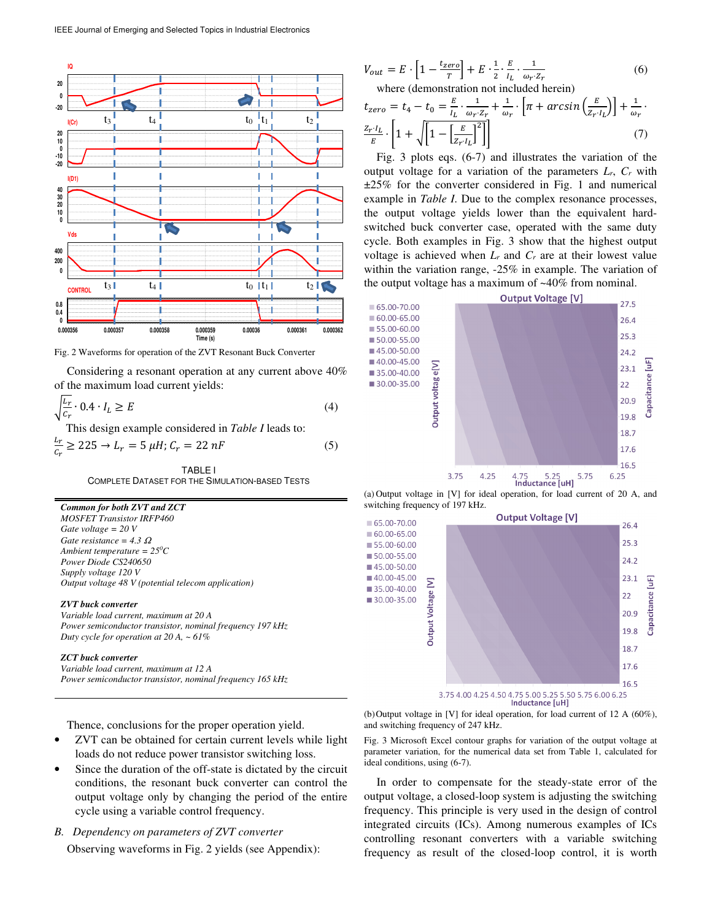Fig. 2 Waveforms for operation of the ZVT Resonant Buck Converter

Considering a resonant operation at any current above 40% of the maximum load current yields:

$$\sqrt{\frac{L_r}{C_r}} \cdot 0.4 \cdot I_L \geq E \tag{4}$$

This design example considered in *Table I* leads to:

$$\frac{L_r}{C_r} \geq 225 \rightarrow L_r = 5\ \mu H;\ C_r = 22\ nF \tag{5}$$

TABLE I
COMPLETE DATASET FOR THE SIMULATION-BASED TESTS

***Common for both ZVT and ZCT***
*MOSFET Transistor IRFP460*
*Gate voltage = 20 V*
*Gate resistance = 4.3 Ω*
*Ambient temperature = 25°C*
*Power Diode CS240650*
*Supply voltage 120 V*
*Output voltage 48 V (potential telecom application)*

***ZVT buck converter***
*Variable load current, maximum at 20 A*
*Power semiconductor transistor, nominal frequency 197 kHz*
*Duty cycle for operation at 20 A, ~ 61%*

***ZCT buck converter***
*Variable load current, maximum at 12 A*
*Power semiconductor transistor, nominal frequency 165 kHz*

Thence, conclusions for the proper operation yield.

- ZVT can be obtained for certain current levels while light loads do not reduce power transistor switching loss.
- Since the duration of the off-state is dictated by the circuit conditions, the resonant buck converter can control the output voltage only by changing the period of the entire cycle using a variable control frequency.

### B. *Dependency on parameters of ZVT converter*

Observing waveforms in Fig. 2 yields (see Appendix):

$$V_{out} = E \cdot \left[1 - \frac{t_{zero}}{T}\right] + E \cdot \frac{1}{2} \cdot \frac{E}{I_L} \cdot \frac{1}{\omega_r \cdot Z_r} \tag{6}$$

where (demonstration not included herein)

$$t_{zero} = t_4 - t_0 = \frac{E}{I_L} \cdot \frac{1}{\omega_r \cdot Z_r} + \frac{1}{\omega_r} \cdot \left[\pi + \arcsin\left(\frac{E}{Z_r \cdot I_L}\right)\right] + \frac{1}{\omega_r} \cdot \frac{Z_r \cdot I_L}{E} \cdot \left[1 + \sqrt{\left[1 - \left[\frac{E}{Z_r \cdot I_L}\right]^2\right]}\right] \tag{7}$$

Fig. 3 plots eqs. (6-7) and illustrates the variation of the output voltage for a variation of the parameters $L_r$, $C_r$ with ±25% for the converter considered in Fig. 1 and numerical example in *Table I.* Due to the complex resonance processes, the output voltage yields lower than the equivalent hard-switched buck converter case, operated with the same duty cycle. Both examples in Fig. 3 show that the highest output voltage is achieved when $L_r$ and $C_r$ are at their lowest value within the variation range, -25% in example. The variation of the output voltage has a maximum of ~40% from nominal.

(a) Output voltage in [V] for ideal operation, for load current of 20 A, and switching frequency of 197 kHz.

(b) Output voltage in [V] for ideal operation, for load current of 12 A (60%), and switching frequency of 247 kHz.

Fig. 3 Microsoft Excel contour graphs for variation of the output voltage at parameter variation, for the numerical data set from Table 1, calculated for ideal conditions, using (6-7).

In order to compensate for the steady-state error of the output voltage, a closed-loop system is adjusting the switching frequency. This principle is very used in the design of control integrated circuits (ICs). Among numerous examples of ICs controlling resonant converters with a variable switching frequency as result of the closed-loop control, it is worth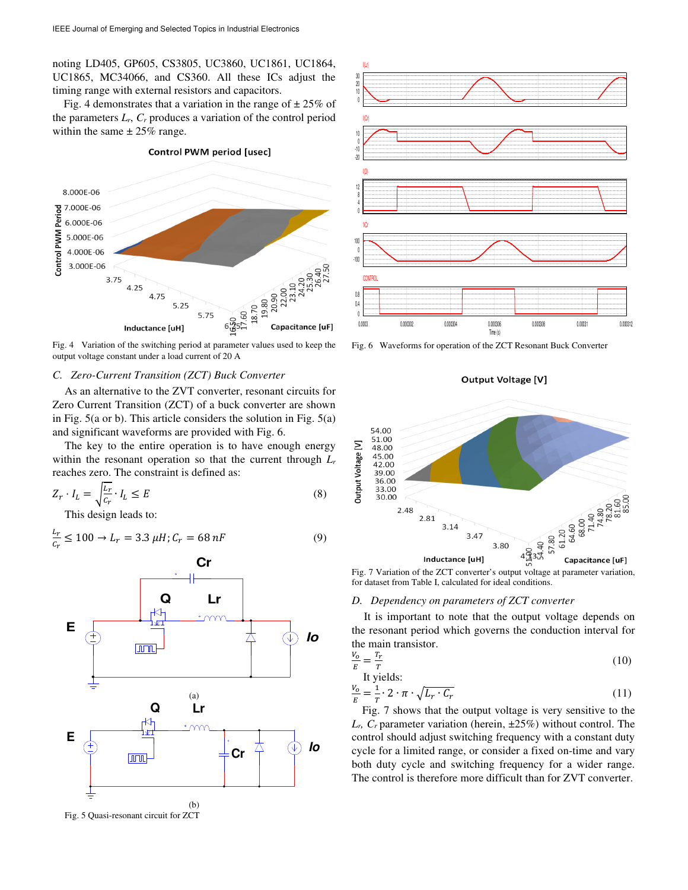noting LD405, GP605, CS3805, UC3860, UC1861, UC1864, UC1865, MC34066, and CS360. All these ICs adjust the timing range with external resistors and capacitors.

Fig. 4 demonstrates that a variation in the range of ± 25% of the parameters $L_r$, $C_r$ produces a variation of the control period within the same ± 25% range.

Fig. 4 Variation of the switching period at parameter values used to keep the output voltage constant under a load current of 20 A

### C. Zero-Current Transition (ZCT) Buck Converter

As an alternative to the ZVT converter, resonant circuits for Zero Current Transition (ZCT) of a buck converter are shown in Fig. 5(a or b). This article considers the solution in Fig. 5(a) and significant waveforms are provided with Fig. 6.

The key to the entire operation is to have enough energy within the resonant operation so that the current through $L_r$ reaches zero. The constraint is defined as:

$$Z_r \cdot I_L = \sqrt{\frac{L_r}{C_r}} \cdot I_L \leq E \tag{8}$$

This design leads to:

$$\frac{L_r}{C_r} \leq 100 \rightarrow L_r = 3.3\,\mu H; C_r = 68\,nF \tag{9}$$

Fig. 5 Quasi-resonant circuit for ZCT

Fig. 6 Waveforms for operation of the ZCT Resonant Buck Converter

Fig. 7 Variation of the ZCT converter's output voltage at parameter variation, for dataset from Table I, calculated for ideal conditions.

### D. Dependency on parameters of ZCT converter

It is important to note that the output voltage depends on the resonant period which governs the conduction interval for the main transistor.

$$\frac{V_O}{E} = \frac{T_r}{T} \tag{10}$$

It yields:

$$\frac{V_O}{E} = \frac{1}{T} \cdot 2 \cdot \pi \cdot \sqrt{L_r \cdot C_r} \tag{11}$$

Fig. 7 shows that the output voltage is very sensitive to the $L_r$, $C_r$ parameter variation (herein, ±25%) without control. The control should adjust switching frequency with a constant duty cycle for a limited range, or consider a fixed on-time and vary both duty cycle and switching frequency for a wider range. The control is therefore more difficult than for ZVT converter.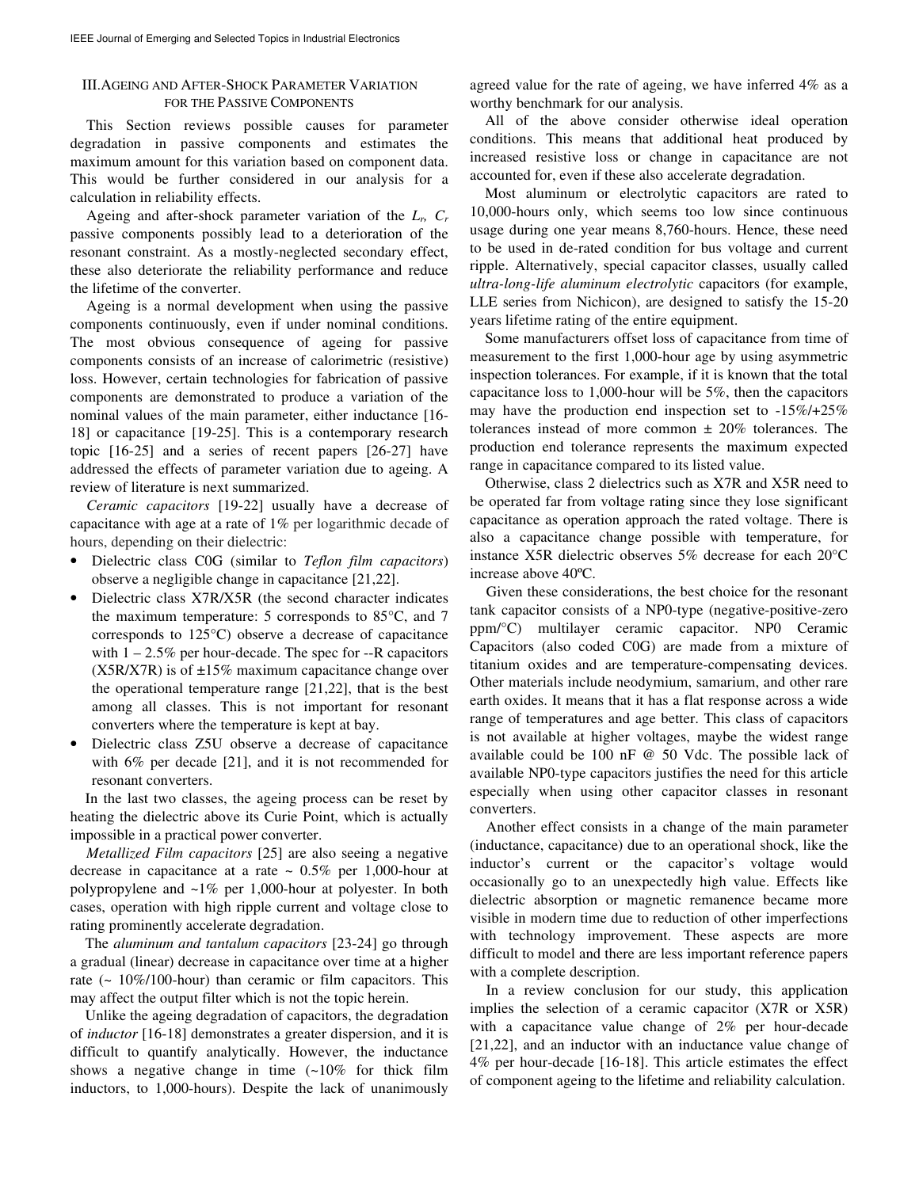## III. Ageing and After-Shock Parameter Variation for the Passive Components

This Section reviews possible causes for parameter degradation in passive components and estimates the maximum amount for this variation based on component data. This would be further considered in our analysis for a calculation in reliability effects.

Ageing and after-shock parameter variation of the $L_r$, $C_r$ passive components possibly lead to a deterioration of the resonant constraint. As a mostly-neglected secondary effect, these also deteriorate the reliability performance and reduce the lifetime of the converter.

Ageing is a normal development when using the passive components continuously, even if under nominal conditions. The most obvious consequence of ageing for passive components consists of an increase of calorimetric (resistive) loss. However, certain technologies for fabrication of passive components are demonstrated to produce a variation of the nominal values of the main parameter, either inductance [16-18] or capacitance [19-25]. This is a contemporary research topic [16-25] and a series of recent papers [26-27] have addressed the effects of parameter variation due to ageing. A review of literature is next summarized.

*Ceramic capacitors* [19-22] usually have a decrease of capacitance with age at a rate of 1% per logarithmic decade of hours, depending on their dielectric:

- Dielectric class C0G (similar to *Teflon film capacitors*) observe a negligible change in capacitance [21,22].
- Dielectric class X7R/X5R (the second character indicates the maximum temperature: 5 corresponds to 85°C, and 7 corresponds to 125°C) observe a decrease of capacitance with 1 – 2.5% per hour-decade. The spec for --R capacitors (X5R/X7R) is of ±15% maximum capacitance change over the operational temperature range [21,22], that is the best among all classes. This is not important for resonant converters where the temperature is kept at bay.
- Dielectric class Z5U observe a decrease of capacitance with 6% per decade [21], and it is not recommended for resonant converters.

In the last two classes, the ageing process can be reset by heating the dielectric above its Curie Point, which is actually impossible in a practical power converter.

*Metallized Film capacitors* [25] are also seeing a negative decrease in capacitance at a rate ~ 0.5% per 1,000-hour at polypropylene and ~1% per 1,000-hour at polyester. In both cases, operation with high ripple current and voltage close to rating prominently accelerate degradation.

The *aluminum and tantalum capacitors* [23-24] go through a gradual (linear) decrease in capacitance over time at a higher rate (~ 10%/100-hour) than ceramic or film capacitors. This may affect the output filter which is not the topic herein.

Unlike the ageing degradation of capacitors, the degradation of *inductor* [16-18] demonstrates a greater dispersion, and it is difficult to quantify analytically. However, the inductance shows a negative change in time (~10% for thick film inductors, to 1,000-hours). Despite the lack of unanimously agreed value for the rate of ageing, we have inferred 4% as a worthy benchmark for our analysis.

All of the above consider otherwise ideal operation conditions. This means that additional heat produced by increased resistive loss or change in capacitance are not accounted for, even if these also accelerate degradation.

Most aluminum or electrolytic capacitors are rated to 10,000-hours only, which seems too low since continuous usage during one year means 8,760-hours. Hence, these need to be used in de-rated condition for bus voltage and current ripple. Alternatively, special capacitor classes, usually called *ultra-long-life aluminum electrolytic* capacitors (for example, LLE series from Nichicon), are designed to satisfy the 15-20 years lifetime rating of the entire equipment.

Some manufacturers offset loss of capacitance from time of measurement to the first 1,000-hour age by using asymmetric inspection tolerances. For example, if it is known that the total capacitance loss to 1,000-hour will be 5%, then the capacitors may have the production end inspection set to -15%/+25% tolerances instead of more common ± 20% tolerances. The production end tolerance represents the maximum expected range in capacitance compared to its listed value.

Otherwise, class 2 dielectrics such as X7R and X5R need to be operated far from voltage rating since they lose significant capacitance as operation approach the rated voltage. There is also a capacitance change possible with temperature, for instance X5R dielectric observes 5% decrease for each 20°C increase above 40ºC.

Given these considerations, the best choice for the resonant tank capacitor consists of a NP0-type (negative-positive-zero ppm/°C) multilayer ceramic capacitor. NP0 Ceramic Capacitors (also coded C0G) are made from a mixture of titanium oxides and are temperature-compensating devices. Other materials include neodymium, samarium, and other rare earth oxides. It means that it has a flat response across a wide range of temperatures and age better. This class of capacitors is not available at higher voltages, maybe the widest range available could be 100 nF @ 50 Vdc. The possible lack of available NP0-type capacitors justifies the need for this article especially when using other capacitor classes in resonant converters.

Another effect consists in a change of the main parameter (inductance, capacitance) due to an operational shock, like the inductor's current or the capacitor's voltage would occasionally go to an unexpectedly high value. Effects like dielectric absorption or magnetic remanence became more visible in modern time due to reduction of other imperfections with technology improvement. These aspects are more difficult to model and there are less important reference papers with a complete description.

In a review conclusion for our study, this application implies the selection of a ceramic capacitor (X7R or X5R) with a capacitance value change of 2% per hour-decade [21,22], and an inductor with an inductance value change of 4% per hour-decade [16-18]. This article estimates the effect of component ageing to the lifetime and reliability calculation.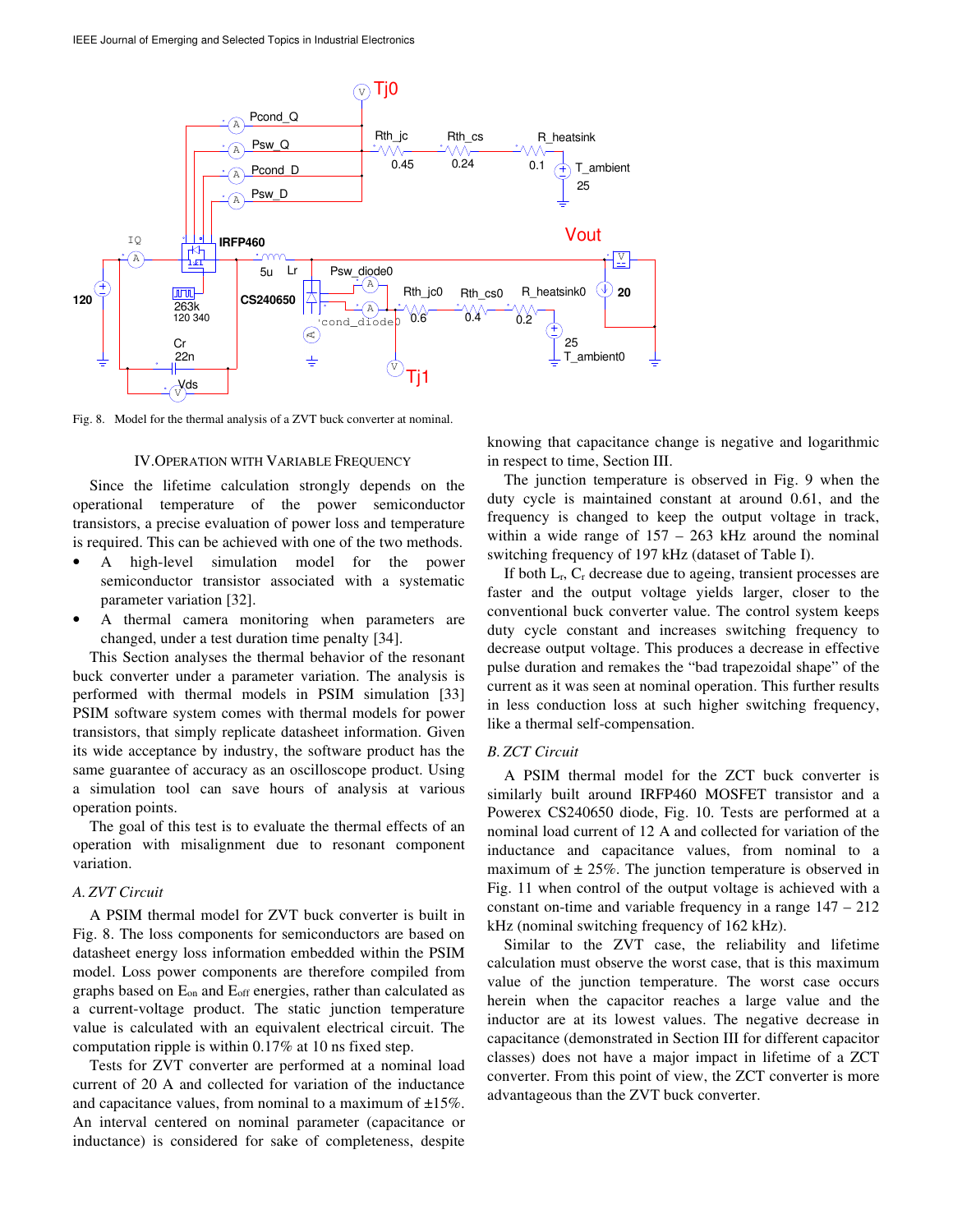Fig. 8. Model for the thermal analysis of a ZVT buck converter at nominal.

## IV. Operation with Variable Frequency

Since the lifetime calculation strongly depends on the operational temperature of the power semiconductor transistors, a precise evaluation of power loss and temperature is required. This can be achieved with one of the two methods.

- A high-level simulation model for the power semiconductor transistor associated with a systematic parameter variation [32].
- A thermal camera monitoring when parameters are changed, under a test duration time penalty [34].

This Section analyses the thermal behavior of the resonant buck converter under a parameter variation. The analysis is performed with thermal models in PSIM simulation [33] PSIM software system comes with thermal models for power transistors, that simply replicate datasheet information. Given its wide acceptance by industry, the software product has the same guarantee of accuracy as an oscilloscope product. Using a simulation tool can save hours of analysis at various operation points.

The goal of this test is to evaluate the thermal effects of an operation with misalignment due to resonant component variation.

### *A. ZVT Circuit*

A PSIM thermal model for ZVT buck converter is built in Fig. 8. The loss components for semiconductors are based on datasheet energy loss information embedded within the PSIM model. Loss power components are therefore compiled from graphs based on $E_{on}$ and $E_{off}$ energies, rather than calculated as a current-voltage product. The static junction temperature value is calculated with an equivalent electrical circuit. The computation ripple is within 0.17% at 10 ns fixed step.

Tests for ZVT converter are performed at a nominal load current of 20 A and collected for variation of the inductance and capacitance values, from nominal to a maximum of ±15%. An interval centered on nominal parameter (capacitance or inductance) is considered for sake of completeness, despite knowing that capacitance change is negative and logarithmic in respect to time, Section III.

The junction temperature is observed in Fig. 9 when the duty cycle is maintained constant at around 0.61, and the frequency is changed to keep the output voltage in track, within a wide range of 157 – 263 kHz around the nominal switching frequency of 197 kHz (dataset of Table I).

If both $L_r$, $C_r$ decrease due to ageing, transient processes are faster and the output voltage yields larger, closer to the conventional buck converter value. The control system keeps duty cycle constant and increases switching frequency to decrease output voltage. This produces a decrease in effective pulse duration and remakes the "bad trapezoidal shape" of the current as it was seen at nominal operation. This further results in less conduction loss at such higher switching frequency, like a thermal self-compensation.

### *B. ZCT Circuit*

A PSIM thermal model for the ZCT buck converter is similarly built around IRFP460 MOSFET transistor and a Powerex CS240650 diode, Fig. 10. Tests are performed at a nominal load current of 12 A and collected for variation of the inductance and capacitance values, from nominal to a maximum of ± 25%. The junction temperature is observed in Fig. 11 when control of the output voltage is achieved with a constant on-time and variable frequency in a range 147 – 212 kHz (nominal switching frequency of 162 kHz).

Similar to the ZVT case, the reliability and lifetime calculation must observe the worst case, that is this maximum value of the junction temperature. The worst case occurs herein when the capacitor reaches a large value and the inductor are at its lowest values. The negative decrease in capacitance (demonstrated in Section III for different capacitor classes) does not have a major impact in lifetime of a ZCT converter. From this point of view, the ZCT converter is more advantageous than the ZVT buck converter.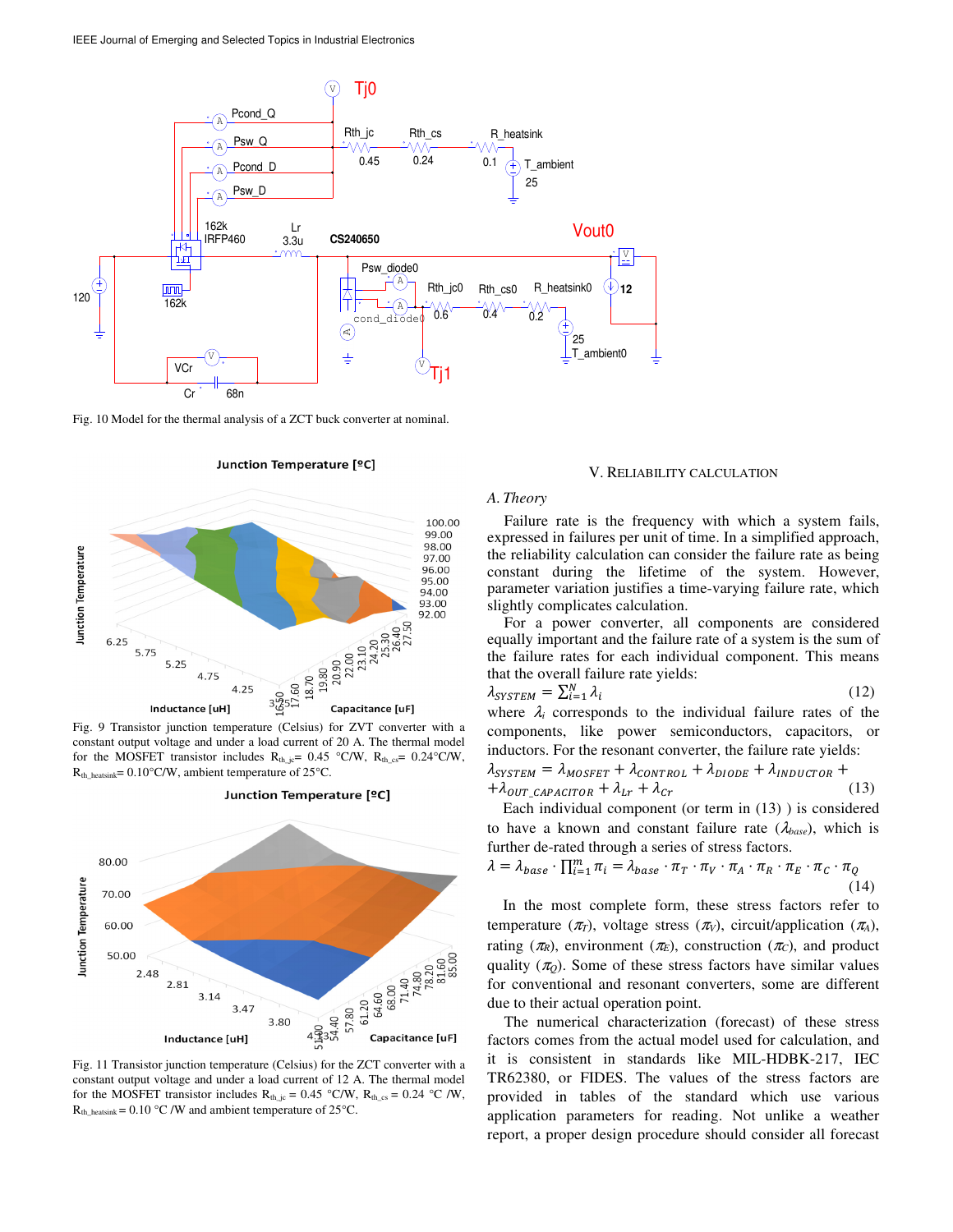Fig. 10 Model for the thermal analysis of a ZCT buck converter at nominal.

Fig. 9 Transistor junction temperature (Celsius) for ZVT converter with a constant output voltage and under a load current of 20 A. The thermal model for the MOSFET transistor includes $R_{th\_jc}$= 0.45 °C/W, $R_{th\_cs}$= 0.24°C/W, $R_{th\_heatsink}$= 0.10°C/W, ambient temperature of 25°C.

Fig. 11 Transistor junction temperature (Celsius) for the ZCT converter with a constant output voltage and under a load current of 12 A. The thermal model for the MOSFET transistor includes $R_{th\_jc}$ = 0.45 °C/W, $R_{th\_cs}$ = 0.24 °C /W, $R_{th\_heatsink}$ = 0.10 °C /W and ambient temperature of 25°C.

## V. Reliability Calculation

### A. Theory

Failure rate is the frequency with which a system fails, expressed in failures per unit of time. In a simplified approach, the reliability calculation can consider the failure rate as being constant during the lifetime of the system. However, parameter variation justifies a time-varying failure rate, which slightly complicates calculation.

For a power converter, all components are considered equally important and the failure rate of a system is the sum of the failure rates for each individual component. This means that the overall failure rate yields:

$$\lambda_{SYSTEM} = \sum_{i=1}^{N} \lambda_i \tag{12}$$

where $\lambda_i$ corresponds to the individual failure rates of the components, like power semiconductors, capacitors, or inductors. For the resonant converter, the failure rate yields:

$$\lambda_{SYSTEM} = \lambda_{MOSFET} + \lambda_{CONTROL} + \lambda_{DIODE} + \lambda_{INDUCTOR} + \lambda_{OUT\_CAPACITOR} + \lambda_{Lr} + \lambda_{Cr} \tag{13}$$

Each individual component (or term in (13) ) is considered to have a known and constant failure rate ($\lambda_{base}$), which is further de-rated through a series of stress factors.

$$\lambda = \lambda_{base} \cdot \prod_{i=1}^{m} \pi_i = \lambda_{base} \cdot \pi_T \cdot \pi_V \cdot \pi_A \cdot \pi_R \cdot \pi_E \cdot \pi_C \cdot \pi_Q \tag{14}$$

In the most complete form, these stress factors refer to temperature ($\pi_T$), voltage stress ($\pi_V$), circuit/application ($\pi_A$), rating ($\pi_R$), environment ($\pi_E$), construction ($\pi_C$), and product quality ($\pi_Q$). Some of these stress factors have similar values for conventional and resonant converters, some are different due to their actual operation point.

The numerical characterization (forecast) of these stress factors comes from the actual model used for calculation, and it is consistent in standards like MIL-HDBK-217, IEC TR62380, or FIDES. The values of the stress factors are provided in tables of the standard which use various application parameters for reading. Not unlike a weather report, a proper design procedure should consider all forecast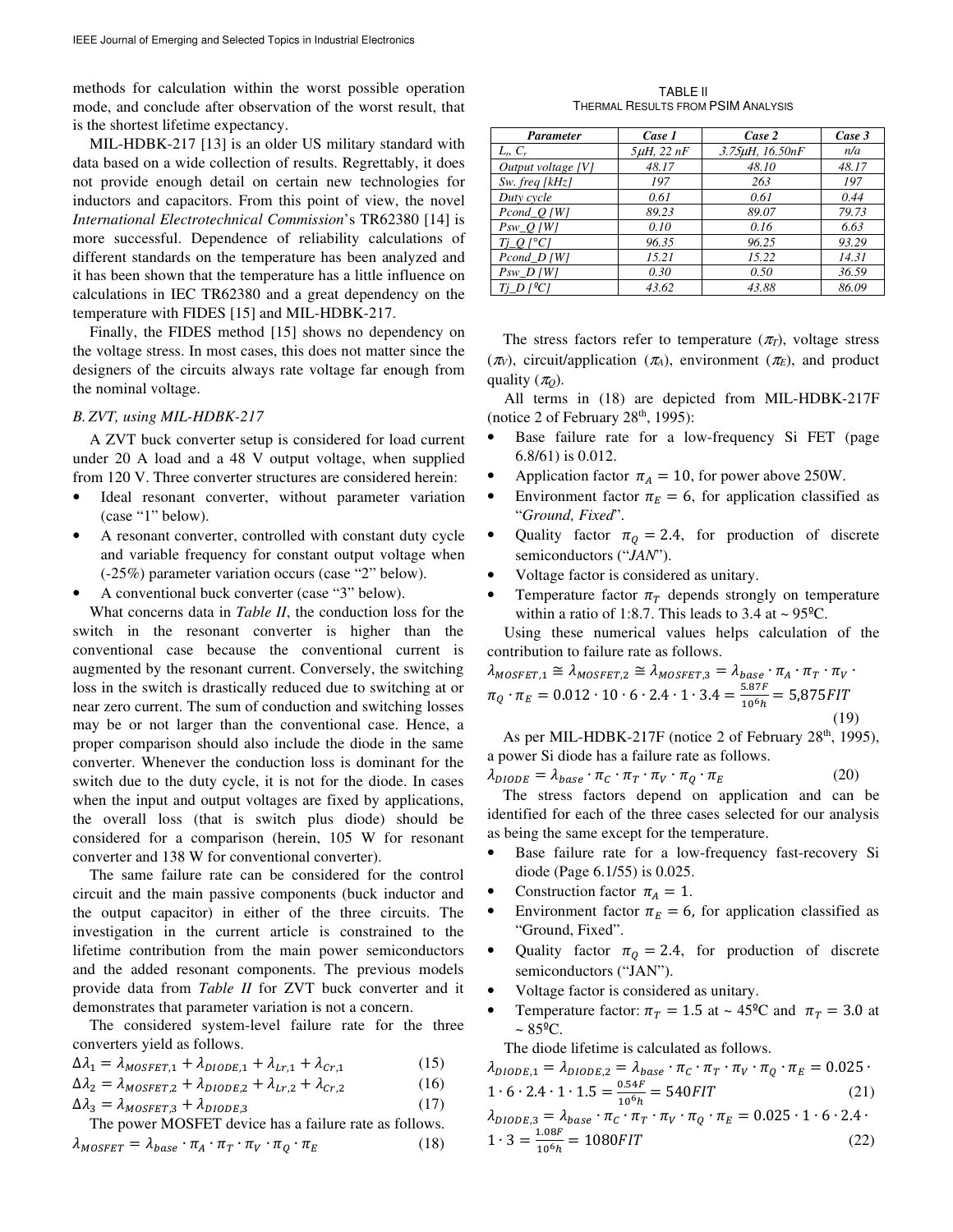methods for calculation within the worst possible operation mode, and conclude after observation of the worst result, that is the shortest lifetime expectancy.

MIL-HDBK-217 [13] is an older US military standard with data based on a wide collection of results. Regrettably, it does not provide enough detail on certain new technologies for inductors and capacitors. From this point of view, the novel *International Electrotechnical Commission*'s TR62380 [14] is more successful. Dependence of reliability calculations of different standards on the temperature has been analyzed and it has been shown that the temperature has a little influence on calculations in IEC TR62380 and a great dependency on the temperature with FIDES [15] and MIL-HDBK-217.

Finally, the FIDES method [15] shows no dependency on the voltage stress. In most cases, this does not matter since the designers of the circuits always rate voltage far enough from the nominal voltage.

### *B. ZVT, using MIL-HDBK-217*

A ZVT buck converter setup is considered for load current under 20 A load and a 48 V output voltage, when supplied from 120 V. Three converter structures are considered herein:

- Ideal resonant converter, without parameter variation (case "1" below).
- A resonant converter, controlled with constant duty cycle and variable frequency for constant output voltage when (-25%) parameter variation occurs (case "2" below).
- A conventional buck converter (case "3" below).

What concerns data in *Table II*, the conduction loss for the switch in the resonant converter is higher than the conventional case because the conventional current is augmented by the resonant current. Conversely, the switching loss in the switch is drastically reduced due to switching at or near zero current. The sum of conduction and switching losses may be or not larger than the conventional case. Hence, a proper comparison should also include the diode in the same converter. Whenever the conduction loss is dominant for the switch due to the duty cycle, it is not for the diode. In cases when the input and output voltages are fixed by applications, the overall loss (that is switch plus diode) should be considered for a comparison (herein, 105 W for resonant converter and 138 W for conventional converter).

The same failure rate can be considered for the control circuit and the main passive components (buck inductor and the output capacitor) in either of the three circuits. The investigation in the current article is constrained to the lifetime contribution from the main power semiconductors and the added resonant components. The previous models provide data from *Table II* for ZVT buck converter and it demonstrates that parameter variation is not a concern.

The considered system-level failure rate for the three converters yield as follows.

$$\Delta\lambda_1 = \lambda_{MOSFET,1} + \lambda_{DIODE,1} + \lambda_{Lr,1} + \lambda_{Cr,1} \tag{15}$$

$$\Delta\lambda_2 = \lambda_{MOSFET,2} + \lambda_{DIODE,2} + \lambda_{Lr,2} + \lambda_{Cr,2} \tag{16}$$

$$\Delta\lambda_3 = \lambda_{MOSFET,3} + \lambda_{DIODE,3} \tag{17}$$

The power MOSFET device has a failure rate as follows.

$$\lambda_{MOSFET} = \lambda_{base} \cdot \pi_A \cdot \pi_T \cdot \pi_V \cdot \pi_Q \cdot \pi_E \tag{18}$$

TABLE II
THERMAL RESULTS FROM PSIM ANALYSIS

| *Parameter* | *Case 1* | *Case 2* | *Case 3* |
|---|---|---|---|
| *$L_r$, $C_r$* | *5μH, 22 nF* | *3.75μH, 16.50nF* | *n/a* |
| *Output voltage [V]* | *48.17* | *48.10* | *48.17* |
| *Sw. freq [kHz]* | *197* | *263* | *197* |
| *Duty cycle* | *0.61* | *0.61* | *0.44* |
| *Pcond_Q [W]* | *89.23* | *89.07* | *79.73* |
| *Psw_Q [W]* | *0.10* | *0.16* | *6.63* |
| *Tj_Q [°C]* | *96.35* | *96.25* | *93.29* |
| *Pcond_D [W]* | *15.21* | *15.22* | *14.31* |
| *Psw_D [W]* | *0.30* | *0.50* | *36.59* |
| *Tj_D [ºC]* | *43.62* | *43.88* | *86.09* |

The stress factors refer to temperature ($\pi_T$), voltage stress ($\pi_V$), circuit/application ($\pi_A$), environment ($\pi_E$), and product quality ($\pi_Q$).

All terms in (18) are depicted from MIL-HDBK-217F (notice 2 of February 28th, 1995):

- Base failure rate for a low-frequency Si FET (page 6.8/61) is 0.012.
- Application factor $\pi_A = 10$, for power above 250W.
- Environment factor $\pi_E = 6$, for application classified as "*Ground, Fixed*".
- Quality factor $\pi_Q = 2.4$, for production of discrete semiconductors ("*JAN*").
- Voltage factor is considered as unitary.
- Temperature factor $\pi_T$ depends strongly on temperature within a ratio of 1:8.7. This leads to 3.4 at ~ 95ºC.

Using these numerical values helps calculation of the contribution to failure rate as follows.

$$\lambda_{MOSFET,1} \cong \lambda_{MOSFET,2} \cong \lambda_{MOSFET,3} = \lambda_{base} \cdot \pi_A \cdot \pi_T \cdot \pi_V \cdot \pi_Q \cdot \pi_E = 0.012 \cdot 10 \cdot 6 \cdot 2.4 \cdot 1 \cdot 3.4 = \frac{5.87F}{10^6 h} = 5{,}875 FIT \tag{19}$$

As per MIL-HDBK-217F (notice 2 of February 28th, 1995), a power Si diode has a failure rate as follows.

$$\lambda_{DIODE} = \lambda_{base} \cdot \pi_C \cdot \pi_T \cdot \pi_V \cdot \pi_Q \cdot \pi_E \tag{20}$$

The stress factors depend on application and can be identified for each of the three cases selected for our analysis as being the same except for the temperature.

- Base failure rate for a low-frequency fast-recovery Si diode (Page 6.1/55) is 0.025.
- Construction factor $\pi_A = 1$.
- Environment factor $\pi_E = 6$, for application classified as "Ground, Fixed".
- Quality factor $\pi_Q = 2.4$, for production of discrete semiconductors ("JAN").
- Voltage factor is considered as unitary.
- Temperature factor: $\pi_T = 1.5$ at ~ 45ºC and $\pi_T = 3.0$ at ~ 85ºC.

The diode lifetime is calculated as follows.

$$\lambda_{DIODE,1} = \lambda_{DIODE,2} = \lambda_{base} \cdot \pi_C \cdot \pi_T \cdot \pi_V \cdot \pi_Q \cdot \pi_E = 0.025 \cdot 1 \cdot 6 \cdot 2.4 \cdot 1 \cdot 1.5 = \frac{0.54F}{10^6 h} = 540 FIT \tag{21}$$

$$\lambda_{DIODE,3} = \lambda_{base} \cdot \pi_C \cdot \pi_T \cdot \pi_V \cdot \pi_Q \cdot \pi_E = 0.025 \cdot 1 \cdot 6 \cdot 2.4 \cdot 1 \cdot 3 = \frac{1.08F}{10^6 h} = 1080 FIT \tag{22}$$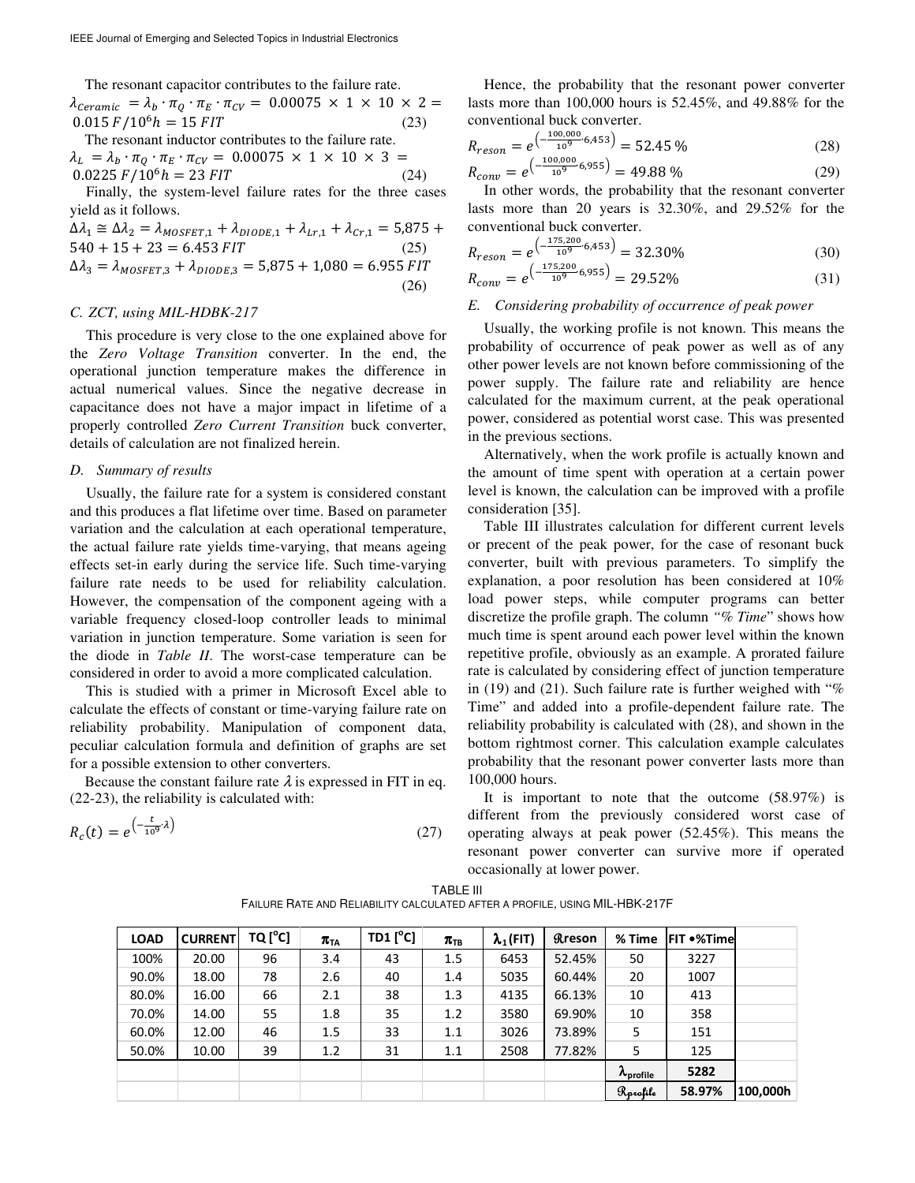The resonant capacitor contributes to the failure rate.

$$\lambda_{Ceramic} = \lambda_b \cdot \pi_Q \cdot \pi_E \cdot \pi_{CV} = 0.00075 \times 1 \times 10 \times 2 = 0.015\ F/10^6 h = 15\ FIT \quad (23)$$

The resonant inductor contributes to the failure rate.

$$\lambda_L = \lambda_b \cdot \pi_Q \cdot \pi_E \cdot \pi_{CV} = 0.00075 \times 1 \times 10 \times 3 = 0.0225\ F/10^6 h = 23\ FIT \quad (24)$$

Finally, the system-level failure rates for the three cases yield as it follows.

$$\Delta\lambda_1 \cong \Delta\lambda_2 = \lambda_{MOSFET,1} + \lambda_{DIODE,1} + \lambda_{Lr,1} + \lambda_{Cr,1} = 5{,}875 + 540 + 15 + 23 = 6.453\ FIT \quad (25)$$

$$\Delta\lambda_3 = \lambda_{MOSFET,3} + \lambda_{DIODE,3} = 5{,}875 + 1{,}080 = 6.955\ FIT \quad (26)$$

### C. ZCT, using MIL-HDBK-217

This procedure is very close to the one explained above for the *Zero Voltage Transition* converter. In the end, the operational junction temperature makes the difference in actual numerical values. Since the negative decrease in capacitance does not have a major impact in lifetime of a properly controlled *Zero Current Transition* buck converter, details of calculation are not finalized herein.

### D. Summary of results

Usually, the failure rate for a system is considered constant and this produces a flat lifetime over time. Based on parameter variation and the calculation at each operational temperature, the actual failure rate yields time-varying, that means ageing effects set-in early during the service life. Such time-varying failure rate needs to be used for reliability calculation. However, the compensation of the component ageing with a variable frequency closed-loop controller leads to minimal variation in junction temperature. Some variation is seen for the diode in *Table II*. The worst-case temperature can be considered in order to avoid a more complicated calculation.

This is studied with a primer in Microsoft Excel able to calculate the effects of constant or time-varying failure rate on reliability probability. Manipulation of component data, peculiar calculation formula and definition of graphs are set for a possible extension to other converters.

Because the constant failure rate $\lambda$ is expressed in FIT in eq. (22-23), the reliability is calculated with:

$$R_c(t) = e^{\left(-\frac{t}{10^9}\cdot\lambda\right)} \quad (27)$$

Hence, the probability that the resonant power converter lasts more than 100,000 hours is 52.45%, and 49.88% for the conventional buck converter.

$$R_{reson} = e^{\left(-\frac{100{,}000}{10^9}\cdot 6{,}453\right)} = 52.45\ \% \quad (28)$$

$$R_{conv} = e^{\left(-\frac{100{,}000}{10^9} 6{,}955\right)} = 49.88\ \% \quad (29)$$

In other words, the probability that the resonant converter lasts more than 20 years is 32.30%, and 29.52% for the conventional buck converter.

$$R_{reson} = e^{\left(-\frac{175{,}200}{10^9}\cdot 6{,}453\right)} = 32.30\% \quad (30)$$

$$R_{conv} = e^{\left(-\frac{175{,}200}{10^9} 6{,}955\right)} = 29.52\% \quad (31)$$

### E. Considering probability of occurrence of peak power

Usually, the working profile is not known. This means the probability of occurrence of peak power as well as of any other power levels are not known before commissioning of the power supply. The failure rate and reliability are hence calculated for the maximum current, at the peak operational power, considered as potential worst case. This was presented in the previous sections.

Alternatively, when the work profile is actually known and the amount of time spent with operation at a certain power level is known, the calculation can be improved with a profile consideration [35].

Table III illustrates calculation for different current levels or precent of the peak power, for the case of resonant buck converter, built with previous parameters. To simplify the explanation, a poor resolution has been considered at 10% load power steps, while computer programs can better discretize the profile graph. The column *"% Time"* shows how much time is spent around each power level within the known repetitive profile, obviously as an example. A prorated failure rate is calculated by considering effect of junction temperature in (19) and (21). Such failure rate is further weighed with "% Time" and added into a profile-dependent failure rate. The reliability probability is calculated with (28), and shown in the bottom rightmost corner. This calculation example calculates probability that the resonant power converter lasts more than 100,000 hours.

It is important to note that the outcome (58.97%) is different from the previously considered worst case of operating always at peak power (52.45%). This means the resonant power converter can survive more if operated occasionally at lower power.

TABLE III
FAILURE RATE AND RELIABILITY CALCULATED AFTER A PROFILE, USING MIL-HBK-217F

| LOAD | CURRENT | TQ [°C] | $\pi_{TA}$ | TD1 [°C] | $\pi_{TB}$ | $\lambda_1$ (FIT) | ℛreson | % Time | FIT •%Time | |
|---|---|---|---|---|---|---|---|---|---|---|
| 100% | 20.00 | 96 | 3.4 | 43 | 1.5 | 6453 | 52.45% | 50 | 3227 | |
| 90.0% | 18.00 | 78 | 2.6 | 40 | 1.4 | 5035 | 60.44% | 20 | 1007 | |
| 80.0% | 16.00 | 66 | 2.1 | 38 | 1.3 | 4135 | 66.13% | 10 | 413 | |
| 70.0% | 14.00 | 55 | 1.8 | 35 | 1.2 | 3580 | 69.90% | 10 | 358 | |
| 60.0% | 12.00 | 46 | 1.5 | 33 | 1.1 | 3026 | 73.89% | 5 | 151 | |
| 50.0% | 10.00 | 39 | 1.2 | 31 | 1.1 | 2508 | 77.82% | 5 | 125 | |
| | | | | | | | | $\lambda_{profile}$ | **5282** | |
| | | | | | | | | ℛprofile | **58.97%** | **100,000h** |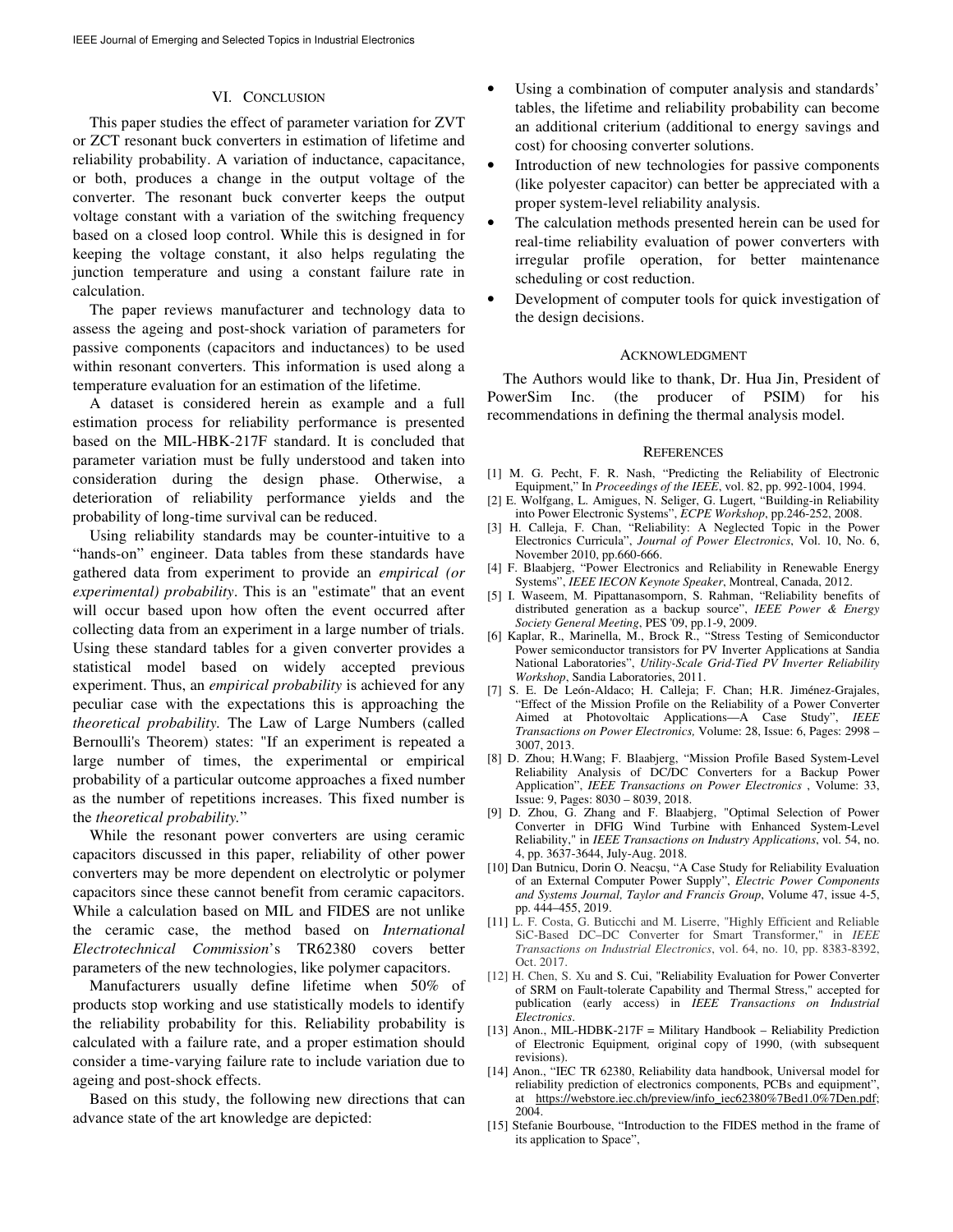## VI. Conclusion

This paper studies the effect of parameter variation for ZVT or ZCT resonant buck converters in estimation of lifetime and reliability probability. A variation of inductance, capacitance, or both, produces a change in the output voltage of the converter. The resonant buck converter keeps the output voltage constant with a variation of the switching frequency based on a closed loop control. While this is designed in for keeping the voltage constant, it also helps regulating the junction temperature and using a constant failure rate in calculation.

The paper reviews manufacturer and technology data to assess the ageing and post-shock variation of parameters for passive components (capacitors and inductances) to be used within resonant converters. This information is used along a temperature evaluation for an estimation of the lifetime.

A dataset is considered herein as example and a full estimation process for reliability performance is presented based on the MIL-HBK-217F standard. It is concluded that parameter variation must be fully understood and taken into consideration during the design phase. Otherwise, a deterioration of reliability performance yields and the probability of long-time survival can be reduced.

Using reliability standards may be counter-intuitive to a "hands-on" engineer. Data tables from these standards have gathered data from experiment to provide an *empirical (or experimental) probability*. This is an "estimate" that an event will occur based upon how often the event occurred after collecting data from an experiment in a large number of trials. Using these standard tables for a given converter provides a statistical model based on widely accepted previous experiment. Thus, an *empirical probability* is achieved for any peculiar case with the expectations this is approaching the *theoretical probability.* The Law of Large Numbers (called Bernoulli's Theorem) states: "If an experiment is repeated a large number of times, the experimental or empirical probability of a particular outcome approaches a fixed number as the number of repetitions increases. This fixed number is the *theoretical probability.*"

While the resonant power converters are using ceramic capacitors discussed in this paper, reliability of other power converters may be more dependent on electrolytic or polymer capacitors since these cannot benefit from ceramic capacitors. While a calculation based on MIL and FIDES are not unlike the ceramic case, the method based on *International Electrotechnical Commission*'s TR62380 covers better parameters of the new technologies, like polymer capacitors.

Manufacturers usually define lifetime when 50% of products stop working and use statistically models to identify the reliability probability for this. Reliability probability is calculated with a failure rate, and a proper estimation should consider a time-varying failure rate to include variation due to ageing and post-shock effects.

Based on this study, the following new directions that can advance state of the art knowledge are depicted:

- Using a combination of computer analysis and standards' tables, the lifetime and reliability probability can become an additional criterium (additional to energy savings and cost) for choosing converter solutions.
- Introduction of new technologies for passive components (like polyester capacitor) can better be appreciated with a proper system-level reliability analysis.
- The calculation methods presented herein can be used for real-time reliability evaluation of power converters with irregular profile operation, for better maintenance scheduling or cost reduction.
- Development of computer tools for quick investigation of the design decisions.

## Acknowledgment

The Authors would like to thank, Dr. Hua Jin, President of PowerSim Inc. (the producer of PSIM) for his recommendations in defining the thermal analysis model.

## References

[1] M. G. Pecht, F. R. Nash, "Predicting the Reliability of Electronic Equipment," In *Proceedings of the IEEE*, vol. 82, pp. 992-1004, 1994.

[2] E. Wolfgang, L. Amigues, N. Seliger, G. Lugert, "Building-in Reliability into Power Electronic Systems", *ECPE Workshop*, pp.246-252, 2008.

[3] H. Calleja, F. Chan, "Reliability: A Neglected Topic in the Power Electronics Curricula", *Journal of Power Electronics*, Vol. 10, No. 6, November 2010, pp.660-666.

[4] F. Blaabjerg, "Power Electronics and Reliability in Renewable Energy Systems", *IEEE IECON Keynote Speaker*, Montreal, Canada, 2012.

[5] I. Waseem, M. Pipattanasomporn, S. Rahman, "Reliability benefits of distributed generation as a backup source", *IEEE Power & Energy Society General Meeting*, PES '09, pp.1-9, 2009.

[6] Kaplar, R., Marinella, M., Brock R., "Stress Testing of Semiconductor Power semiconductor transistors for PV Inverter Applications at Sandia National Laboratories", *Utility-Scale Grid-Tied PV Inverter Reliability Workshop*, Sandia Laboratories, 2011.

[7] S. E. De León-Aldaco; H. Calleja; F. Chan; H.R. Jiménez-Grajales, "Effect of the Mission Profile on the Reliability of a Power Converter Aimed at Photovoltaic Applications—A Case Study", *IEEE Transactions on Power Electronics,* Volume: 28, Issue: 6, Pages: 2998 – 3007, 2013.

[8] D. Zhou; H.Wang; F. Blaabjerg, "Mission Profile Based System-Level Reliability Analysis of DC/DC Converters for a Backup Power Application", *IEEE Transactions on Power Electronics* , Volume: 33, Issue: 9, Pages: 8030 – 8039, 2018.

[9] D. Zhou, G. Zhang and F. Blaabjerg, "Optimal Selection of Power Converter in DFIG Wind Turbine with Enhanced System-Level Reliability," in *IEEE Transactions on Industry Applications*, vol. 54, no. 4, pp. 3637-3644, July-Aug. 2018.

[10] Dan Butnicu, Dorin O. Neacşu, "A Case Study for Reliability Evaluation of an External Computer Power Supply", *Electric Power Components and Systems Journal, Taylor and Francis Group*, Volume 47, issue 4-5, pp. 444–455, 2019.

[11] L. F. Costa, G. Buticchi and M. Liserre, "Highly Efficient and Reliable SiC-Based DC–DC Converter for Smart Transformer," in *IEEE Transactions on Industrial Electronics*, vol. 64, no. 10, pp. 8383-8392, Oct. 2017.

[12] H. Chen, S. Xu and S. Cui, "Reliability Evaluation for Power Converter of SRM on Fault-tolerate Capability and Thermal Stress," accepted for publication (early access) in *IEEE Transactions on Industrial Electronics*.

[13] Anon., MIL-HDBK-217F = Military Handbook – Reliability Prediction of Electronic Equipment*,* original copy of 1990, (with subsequent revisions).

[14] Anon., "IEC TR 62380, Reliability data handbook, Universal model for reliability prediction of electronics components, PCBs and equipment", at https://webstore.iec.ch/preview/info_iec62380%7Bed1.0%7Den.pdf; 2004.

[15] Stefanie Bourbouse, "Introduction to the FIDES method in the frame of its application to Space",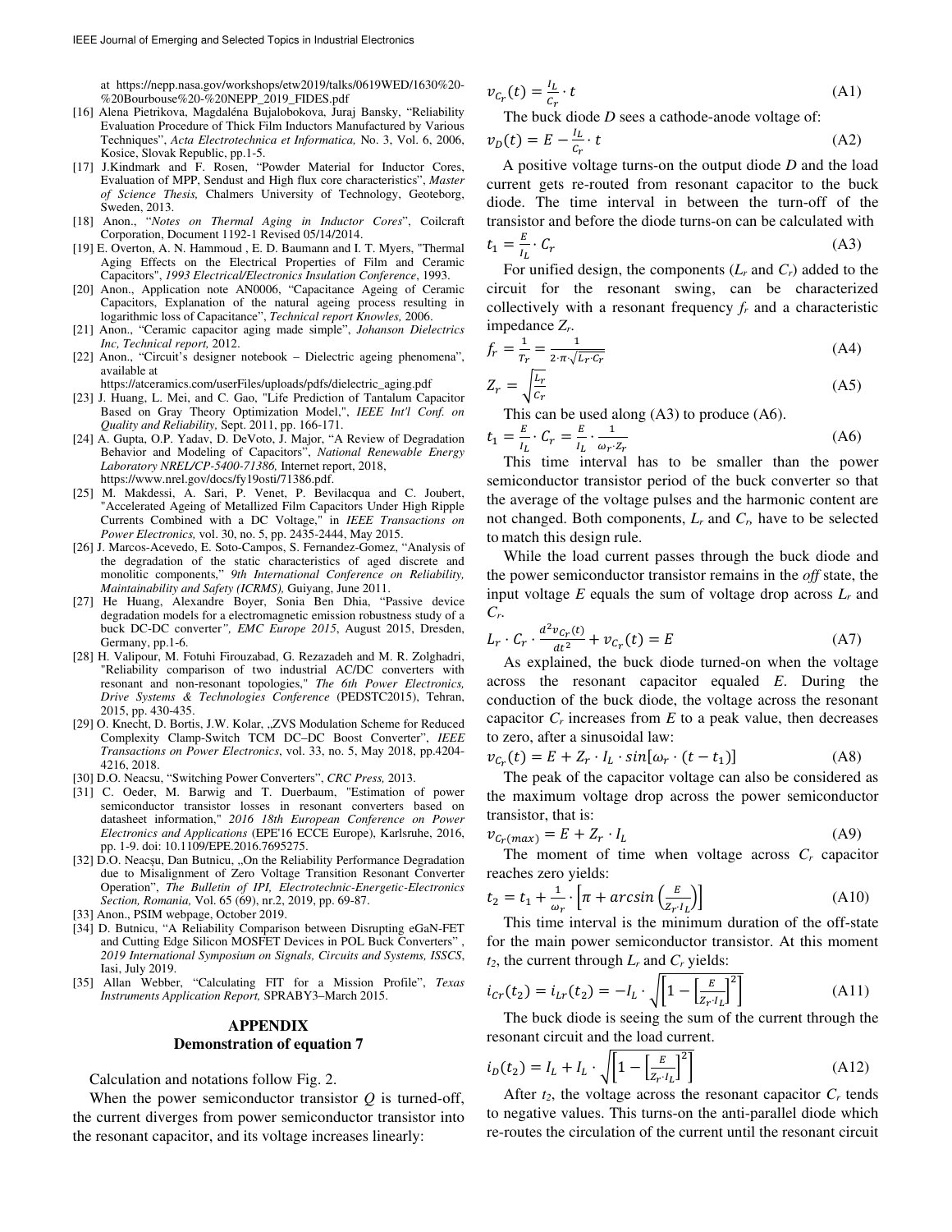at https://nepp.nasa.gov/workshops/etw2019/talks/0619WED/1630%20-%20Bourbouse%20-%20NEPP_2019_FIDES.pdf

[16] Alena Pietrikova, Magdaléna Bujalobokova, Juraj Bansky, “Reliability Evaluation Procedure of Thick Film Inductors Manufactured by Various Techniques”, *Acta Electrotechnica et Informatica,* No. 3, Vol. 6, 2006, Kosice, Slovak Republic, pp.1-5.

[17] J.Kindmark and F. Rosen, “Powder Material for Inductor Cores, Evaluation of MPP, Sendust and High flux core characteristics”, *Master of Science Thesis,* Chalmers University of Technology, Geoteborg, Sweden, 2013.

[18] Anon., “*Notes on Thermal Aging in Inductor Cores*”, Coilcraft Corporation, Document 1192-1 Revised 05/14/2014.

[19] E. Overton, A. N. Hammoud , E. D. Baumann and I. T. Myers, "Thermal Aging Effects on the Electrical Properties of Film and Ceramic Capacitors", *1993 Electrical/Electronics Insulation Conference*, 1993.

[20] Anon., Application note AN0006, “Capacitance Ageing of Ceramic Capacitors, Explanation of the natural ageing process resulting in logarithmic loss of Capacitance”, *Technical report Knowles,* 2006.

[21] Anon., “Ceramic capacitor aging made simple”, *Johanson Dielectrics Inc, Technical report,* 2012.

[22] Anon., “Circuit’s designer notebook – Dielectric ageing phenomena”, available at https://atceramics.com/userFiles/uploads/pdfs/dielectric_aging.pdf

[23] J. Huang, L. Mei, and C. Gao, "Life Prediction of Tantalum Capacitor Based on Gray Theory Optimization Model,", *IEEE Int'l Conf. on Quality and Reliability,* Sept. 2011, pp. 166-171.

[24] A. Gupta, O.P. Yadav, D. DeVoto, J. Major, “A Review of Degradation Behavior and Modeling of Capacitors”, *National Renewable Energy Laboratory NREL/CP-5400-71386,* Internet report, 2018, https://www.nrel.gov/docs/fy19osti/71386.pdf.

[25] M. Makdessi, A. Sari, P. Venet, P. Bevilacqua and C. Joubert, "Accelerated Ageing of Metallized Film Capacitors Under High Ripple Currents Combined with a DC Voltage," in *IEEE Transactions on Power Electronics,* vol. 30, no. 5, pp. 2435-2444, May 2015.

[26] J. Marcos-Acevedo, E. Soto-Campos, S. Fernandez-Gomez, “Analysis of the degradation of the static characteristics of aged discrete and monolitic components,” *9th International Conference on Reliability, Maintainability and Safety (ICRMS),* Guiyang, June 2011.

[27] He Huang, Alexandre Boyer, Sonia Ben Dhia, “Passive device degradation models for a electromagnetic emission robustness study of a buck DC-DC converter*”, EMC Europe 2015*, August 2015, Dresden, Germany, pp.1-6.

[28] H. Valipour, M. Fotuhi Firouzabad, G. Rezazadeh and M. R. Zolghadri, "Reliability comparison of two industrial AC/DC converters with resonant and non-resonant topologies," *The 6th Power Electronics, Drive Systems & Technologies Conference* (PEDSTC2015), Tehran, 2015, pp. 430-435.

[29] O. Knecht, D. Bortis, J.W. Kolar, „ZVS Modulation Scheme for Reduced Complexity Clamp-Switch TCM DC–DC Boost Converter”, *IEEE Transactions on Power Electronics*, vol. 33, no. 5, May 2018, pp.4204-4216, 2018.

[30] D.O. Neacsu, “Switching Power Converters”, *CRC Press,* 2013.

[31] C. Oeder, M. Barwig and T. Duerbaum, "Estimation of power semiconductor transistor losses in resonant converters based on datasheet information," *2016 18th European Conference on Power Electronics and Applications* (EPE'16 ECCE Europe), Karlsruhe, 2016, pp. 1-9. doi: 10.1109/EPE.2016.7695275.

[32] D.O. Neacşu, Dan Butnicu, „On the Reliability Performance Degradation due to Misalignment of Zero Voltage Transition Resonant Converter Operation”, *The Bulletin of IPI, Electrotechnic-Energetic-Electronics Section, Romania,* Vol. 65 (69), nr.2, 2019, pp. 69-87.

[33] Anon., PSIM webpage, October 2019.

[34] D. Butnicu, “A Reliability Comparison between Disrupting eGaN-FET and Cutting Edge Silicon MOSFET Devices in POL Buck Converters” , *2019 International Symposium on Signals, Circuits and Systems, ISSCS*, Iasi, July 2019.

[35] Allan Webber, “Calculating FIT for a Mission Profile”, *Texas Instruments Application Report,* SPRABY3–March 2015.

## APPENDIX
### Demonstration of equation 7

Calculation and notations follow Fig. 2.

When the power semiconductor transistor *Q* is turned-off, the current diverges from power semiconductor transistor into the resonant capacitor, and its voltage increases linearly:

$$v_{C_r}(t) = \frac{I_L}{C_r} \cdot t \tag{A1}$$

The buck diode *D* sees a cathode-anode voltage of:

$$v_D(t) = E - \frac{I_L}{C_r} \cdot t \tag{A2}$$

A positive voltage turns-on the output diode *D* and the load current gets re-routed from resonant capacitor to the buck diode. The time interval in between the turn-off of the transistor and before the diode turns-on can be calculated with

$$t_1 = \frac{E}{I_L} \cdot C_r \tag{A3}$$

For unified design, the components ($L_r$ and $C_r$) added to the circuit for the resonant swing, can be characterized collectively with a resonant frequency $f_r$ and a characteristic impedance $Z_r$.

$$f_r = \frac{1}{T_r} = \frac{1}{2 \cdot \pi \cdot \sqrt{L_r \cdot C_r}} \tag{A4}$$

$$Z_r = \sqrt{\frac{L_r}{C_r}} \tag{A5}$$

This can be used along (A3) to produce (A6).

$$t_1 = \frac{E}{I_L} \cdot C_r = \frac{E}{I_L} \cdot \frac{1}{\omega_r \cdot Z_r} \tag{A6}$$

This time interval has to be smaller than the power semiconductor transistor period of the buck converter so that the average of the voltage pulses and the harmonic content are not changed. Both components, $L_r$ and $C_r$, have to be selected to match this design rule.

While the load current passes through the buck diode and the power semiconductor transistor remains in the *off* state, the input voltage *E* equals the sum of voltage drop across $L_r$ and $C_r$.

$$L_r \cdot C_r \cdot \frac{d^2 v_{C_r}(t)}{dt^2} + v_{C_r}(t) = E \tag{A7}$$

As explained, the buck diode turned-on when the voltage across the resonant capacitor equaled *E*. During the conduction of the buck diode, the voltage across the resonant capacitor $C_r$ increases from *E* to a peak value, then decreases to zero, after a sinusoidal law:

$$v_{C_r}(t) = E + Z_r \cdot I_L \cdot sin[\omega_r \cdot (t - t_1)] \tag{A8}$$

The peak of the capacitor voltage can also be considered as the maximum voltage drop across the power semiconductor transistor, that is:

$$v_{C_r(max)} = E + Z_r \cdot I_L \tag{A9}$$

The moment of time when voltage across $C_r$ capacitor reaches zero yields:

$$t_2 = t_1 + \frac{1}{\omega_r} \cdot \left[\pi + arcsin\left(\frac{E}{Z_r \cdot I_L}\right)\right] \tag{A10}$$

This time interval is the minimum duration of the off-state for the main power semiconductor transistor. At this moment $t_2$, the current through $L_r$ and $C_r$ yields:

$$i_{Cr}(t_2) = i_{Lr}(t_2) = -I_L \cdot \sqrt{\left[1 - \left[\frac{E}{Z_r \cdot I_L}\right]^2\right]} \tag{A11}$$

The buck diode is seeing the sum of the current through the resonant circuit and the load current.

$$i_D(t_2) = I_L + I_L \cdot \sqrt{\left[1 - \left[\frac{E}{Z_r \cdot I_L}\right]^2\right]} \tag{A12}$$

After $t_2$, the voltage across the resonant capacitor $C_r$ tends to negative values. This turns-on the anti-parallel diode which re-routes the circulation of the current until the resonant circuit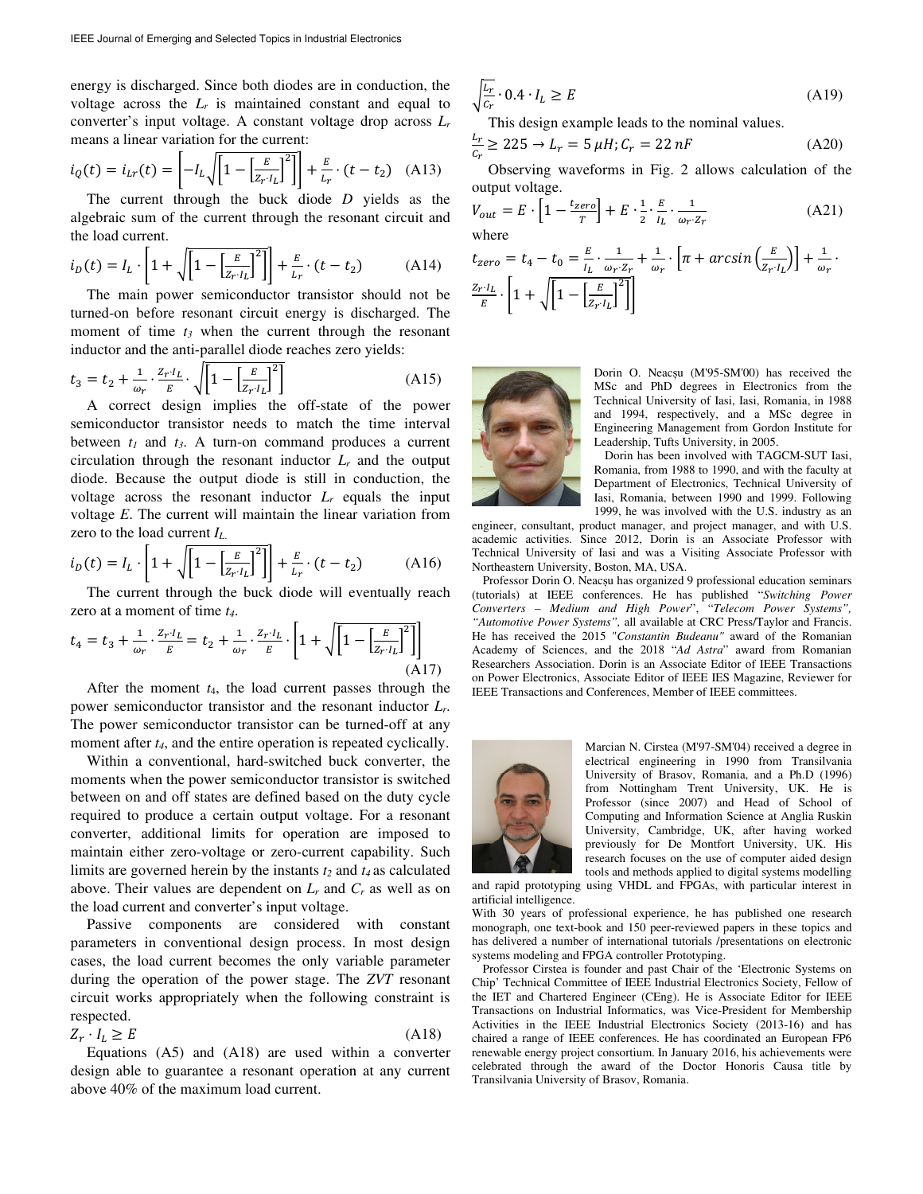energy is discharged. Since both diodes are in conduction, the voltage across the $L_r$ is maintained constant and equal to converter's input voltage. A constant voltage drop across $L_r$ means a linear variation for the current:

$$i_Q(t) = i_{Lr}(t) = \left[-I_L\sqrt{\left[1-\left[\frac{E}{Z_r \cdot I_L}\right]^2\right]}\right] + \frac{E}{L_r}\cdot(t-t_2) \quad \text{(A13)}$$

The current through the buck diode $D$ yields as the algebraic sum of the current through the resonant circuit and the load current.

$$i_D(t) = I_L \cdot \left[1+\sqrt{\left[1-\left[\frac{E}{Z_r \cdot I_L}\right]^2\right]}\right] + \frac{E}{L_r}\cdot(t-t_2) \quad \text{(A14)}$$

The main power semiconductor transistor should not be turned-on before resonant circuit energy is discharged. The moment of time $t_3$ when the current through the resonant inductor and the anti-parallel diode reaches zero yields:

$$t_3 = t_2 + \frac{1}{\omega_r}\cdot\frac{Z_r \cdot I_L}{E}\cdot\sqrt{\left[1-\left[\frac{E}{Z_r \cdot I_L}\right]^2\right]} \quad \text{(A15)}$$

A correct design implies the off-state of the power semiconductor transistor needs to match the time interval between $t_1$ and $t_3$. A turn-on command produces a current circulation through the resonant inductor $L_r$ and the output diode. Because the output diode is still in conduction, the voltage across the resonant inductor $L_r$ equals the input voltage $E$. The current will maintain the linear variation from zero to the load current $I_L$.

$$i_D(t) = I_L \cdot \left[1+\sqrt{\left[1-\left[\frac{E}{Z_r \cdot I_L}\right]^2\right]}\right] + \frac{E}{L_r}\cdot(t-t_2) \quad \text{(A16)}$$

The current through the buck diode will eventually reach zero at a moment of time $t_4$.

$$t_4 = t_3 + \frac{1}{\omega_r}\cdot\frac{Z_r \cdot I_L}{E} = t_2 + \frac{1}{\omega_r}\cdot\frac{Z_r \cdot I_L}{E}\cdot\left[1+\sqrt{\left[1-\left[\frac{E}{Z_r \cdot I_L}\right]^2\right]}\right] \quad \text{(A17)}$$

After the moment $t_4$, the load current passes through the power semiconductor transistor and the resonant inductor $L_r$. The power semiconductor transistor can be turned-off at any moment after $t_4$, and the entire operation is repeated cyclically.

Within a conventional, hard-switched buck converter, the moments when the power semiconductor transistor is switched between on and off states are defined based on the duty cycle required to produce a certain output voltage. For a resonant converter, additional limits for operation are imposed to maintain either zero-voltage or zero-current capability. Such limits are governed herein by the instants $t_2$ and $t_4$ as calculated above. Their values are dependent on $L_r$ and $C_r$ as well as on the load current and converter's input voltage.

Passive components are considered with constant parameters in conventional design process. In most design cases, the load current becomes the only variable parameter during the operation of the power stage. The *ZVT* resonant circuit works appropriately when the following constraint is respected.

$$Z_r \cdot I_L \geq E \quad \text{(A18)}$$

Equations (A5) and (A18) are used within a converter design able to guarantee a resonant operation at any current above 40% of the maximum load current.

$$\sqrt{\frac{L_r}{C_r}}\cdot 0.4 \cdot I_L \geq E \quad \text{(A19)}$$

This design example leads to the nominal values.

$$\frac{L_r}{C_r} \geq 225 \rightarrow L_r = 5\,\mu H; C_r = 22\,nF \quad \text{(A20)}$$

Observing waveforms in Fig. 2 allows calculation of the output voltage.

$$V_{out} = E\cdot\left[1-\frac{t_{zero}}{T}\right] + E\cdot\frac{1}{2}\cdot\frac{E}{I_L}\cdot\frac{1}{\omega_r \cdot Z_r} \quad \text{(A21)}$$

where

$$t_{zero} = t_4 - t_0 = \frac{E}{I_L}\cdot\frac{1}{\omega_r \cdot Z_r} + \frac{1}{\omega_r}\cdot\left[\pi + arcsin\left(\frac{E}{Z_r \cdot I_L}\right)\right] + \frac{1}{\omega_r}\cdot\frac{Z_r \cdot I_L}{E}\cdot\left[1+\sqrt{\left[1-\left[\frac{E}{Z_r \cdot I_L}\right]^2\right]}\right]$$

Dorin O. Neacșu (M'95-SM'00) has received the MSc and PhD degrees in Electronics from the Technical University of Iasi, Iasi, Romania, in 1988 and 1994, respectively, and a MSc degree in Engineering Management from Gordon Institute for Leadership, Tufts University, in 2005.

Dorin has been involved with TAGCM-SUT Iasi, Romania, from 1988 to 1990, and with the faculty at Department of Electronics, Technical University of Iasi, Romania, between 1990 and 1999. Following 1999, he was involved with the U.S. industry as an engineer, consultant, product manager, and project manager, and with U.S. academic activities. Since 2012, Dorin is an Associate Professor with Technical University of Iasi and was a Visiting Associate Professor with Northeastern University, Boston, MA, USA.

Professor Dorin O. Neacșu has organized 9 professional education seminars (tutorials) at IEEE conferences. He has published "*Switching Power Converters – Medium and High Power*", "*Telecom Power Systems", "Automotive Power Systems",* all available at CRC Press/Taylor and Francis. He has received the 2015 "*Constantin Budeanu"* award of the Romanian Academy of Sciences, and the 2018 "*Ad Astra*" award from Romanian Researchers Association. Dorin is an Associate Editor of IEEE Transactions on Power Electronics, Associate Editor of IEEE IES Magazine, Reviewer for IEEE Transactions and Conferences, Member of IEEE committees.

Marcian N. Cirstea (M'97-SM'04) received a degree in electrical engineering in 1990 from Transilvania University of Brasov, Romania, and a Ph.D (1996) from Nottingham Trent University, UK. He is Professor (since 2007) and Head of School of Computing and Information Science at Anglia Ruskin University, Cambridge, UK, after having worked previously for De Montfort University, UK. His research focuses on the use of computer aided design tools and methods applied to digital systems modelling and rapid prototyping using VHDL and FPGAs, with particular interest in artificial intelligence.

With 30 years of professional experience, he has published one research monograph, one text-book and 150 peer-reviewed papers in these topics and has delivered a number of international tutorials /presentations on electronic systems modeling and FPGA controller Prototyping.

Professor Cirstea is founder and past Chair of the 'Electronic Systems on Chip' Technical Committee of IEEE Industrial Electronics Society, Fellow of the IET and Chartered Engineer (CEng). He is Associate Editor for IEEE Transactions on Industrial Informatics, was Vice-President for Membership Activities in the IEEE Industrial Electronics Society (2013-16) and has chaired a range of IEEE conferences. He has coordinated an European FP6 renewable energy project consortium. In January 2016, his achievements were celebrated through the award of the Doctor Honoris Causa title by Transilvania University of Brasov, Romania.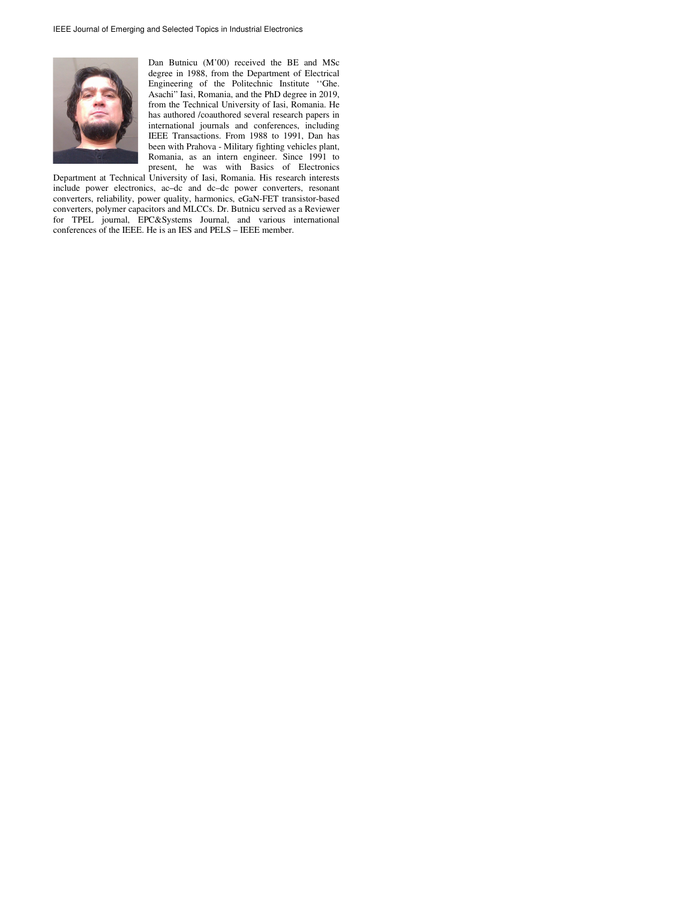Dan Butnicu (M'00) received the BE and MSc degree in 1988, from the Department of Electrical Engineering of the Politechnic Institute ''Ghe. Asachi" Iasi, Romania, and the PhD degree in 2019, from the Technical University of Iasi, Romania. He has authored /coauthored several research papers in international journals and conferences, including IEEE Transactions. From 1988 to 1991, Dan has been with Prahova - Military fighting vehicles plant, Romania, as an intern engineer. Since 1991 to present, he was with Basics of Electronics Department at Technical University of Iasi, Romania. His research interests include power electronics, ac–dc and dc–dc power converters, resonant converters, reliability, power quality, harmonics, eGaN-FET transistor-based converters, polymer capacitors and MLCCs. Dr. Butnicu served as a Reviewer for TPEL journal, EPC&Systems Journal, and various international conferences of the IEEE. He is an IES and PELS – IEEE member.